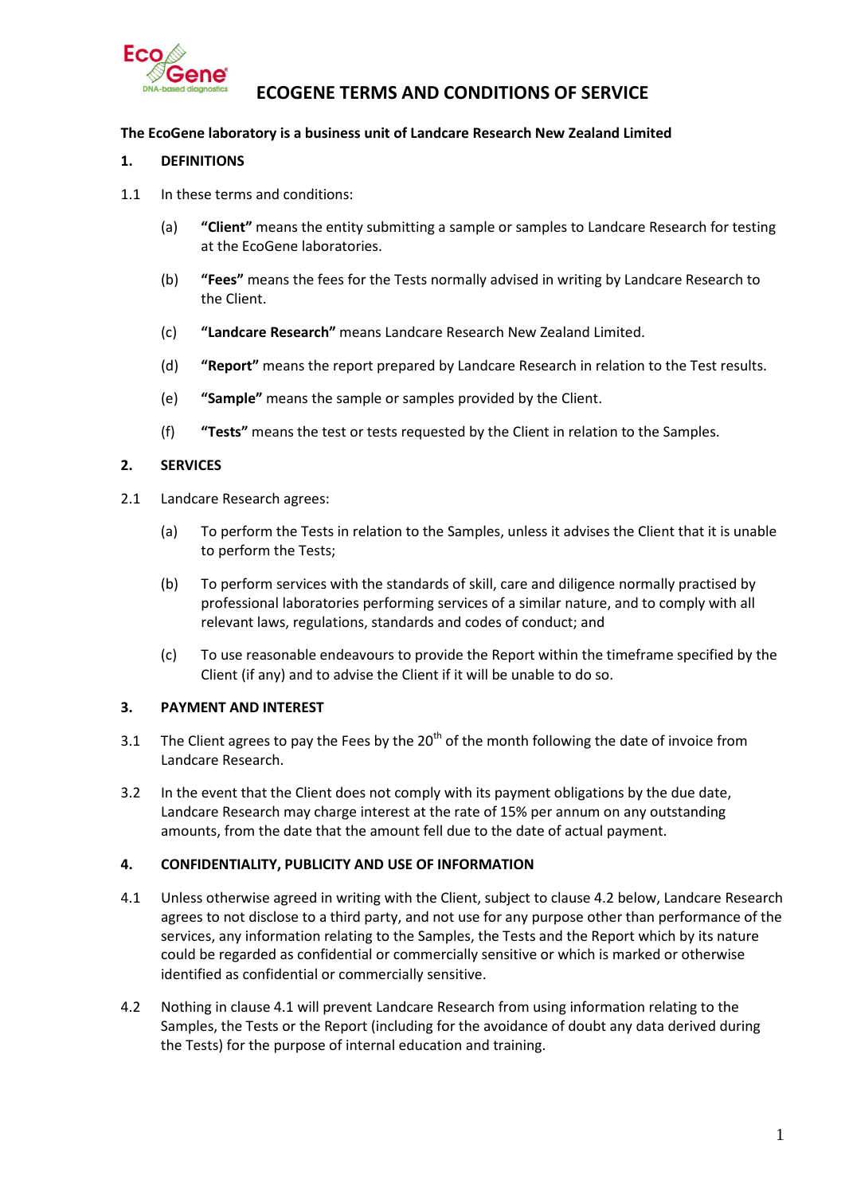# ECOGENE TERMS AND CONDITIONS OF SERVICE

**The EcoGene laboratory is a business unit of Landcare Research New Zealand Limited**

## 1. DEFINITIONS

1.1 In these terms and conditions:

(a) **"Client"** means the entity submitting a sample or samples to Landcare Research for testing at the EcoGene laboratories.

(b) **"Fees"** means the fees for the Tests normally advised in writing by Landcare Research to the Client.

(c) **"Landcare Research"** means Landcare Research New Zealand Limited.

(d) **"Report"** means the report prepared by Landcare Research in relation to the Test results.

(e) **"Sample"** means the sample or samples provided by the Client.

(f) **"Tests"** means the test or tests requested by the Client in relation to the Samples.

## 2. SERVICES

2.1 Landcare Research agrees:

(a) To perform the Tests in relation to the Samples, unless it advises the Client that it is unable to perform the Tests;

(b) To perform services with the standards of skill, care and diligence normally practised by professional laboratories performing services of a similar nature, and to comply with all relevant laws, regulations, standards and codes of conduct; and

(c) To use reasonable endeavours to provide the Report within the timeframe specified by the Client (if any) and to advise the Client if it will be unable to do so.

## 3. PAYMENT AND INTEREST

3.1 The Client agrees to pay the Fees by the 20th of the month following the date of invoice from Landcare Research.

3.2 In the event that the Client does not comply with its payment obligations by the due date, Landcare Research may charge interest at the rate of 15% per annum on any outstanding amounts, from the date that the amount fell due to the date of actual payment.

## 4. CONFIDENTIALITY, PUBLICITY AND USE OF INFORMATION

4.1 Unless otherwise agreed in writing with the Client, subject to clause 4.2 below, Landcare Research agrees to not disclose to a third party, and not use for any purpose other than performance of the services, any information relating to the Samples, the Tests and the Report which by its nature could be regarded as confidential or commercially sensitive or which is marked or otherwise identified as confidential or commercially sensitive.

4.2 Nothing in clause 4.1 will prevent Landcare Research from using information relating to the Samples, the Tests or the Report (including for the avoidance of doubt any data derived during the Tests) for the purpose of internal education and training.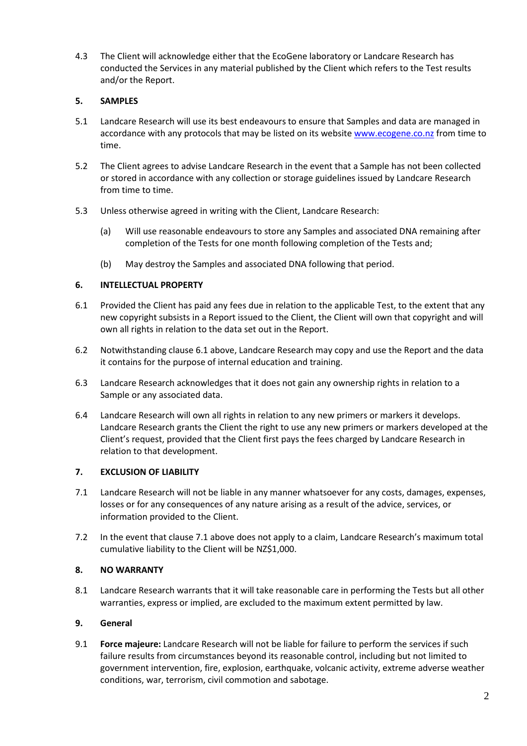4.3 The Client will acknowledge either that the EcoGene laboratory or Landcare Research has conducted the Services in any material published by the Client which refers to the Test results and/or the Report.

## 5. SAMPLES

5.1 Landcare Research will use its best endeavours to ensure that Samples and data are managed in accordance with any protocols that may be listed on its website [www.ecogene.co.nz](http://www.ecogene.co.nz) from time to time.

5.2 The Client agrees to advise Landcare Research in the event that a Sample has not been collected or stored in accordance with any collection or storage guidelines issued by Landcare Research from time to time.

5.3 Unless otherwise agreed in writing with the Client, Landcare Research:

(a) Will use reasonable endeavours to store any Samples and associated DNA remaining after completion of the Tests for one month following completion of the Tests and;

(b) May destroy the Samples and associated DNA following that period.

## 6. INTELLECTUAL PROPERTY

6.1 Provided the Client has paid any fees due in relation to the applicable Test, to the extent that any new copyright subsists in a Report issued to the Client, the Client will own that copyright and will own all rights in relation to the data set out in the Report.

6.2 Notwithstanding clause 6.1 above, Landcare Research may copy and use the Report and the data it contains for the purpose of internal education and training.

6.3 Landcare Research acknowledges that it does not gain any ownership rights in relation to a Sample or any associated data.

6.4 Landcare Research will own all rights in relation to any new primers or markers it develops. Landcare Research grants the Client the right to use any new primers or markers developed at the Client's request, provided that the Client first pays the fees charged by Landcare Research in relation to that development.

## 7. EXCLUSION OF LIABILITY

7.1 Landcare Research will not be liable in any manner whatsoever for any costs, damages, expenses, losses or for any consequences of any nature arising as a result of the advice, services, or information provided to the Client.

7.2 In the event that clause 7.1 above does not apply to a claim, Landcare Research's maximum total cumulative liability to the Client will be NZ$1,000.

## 8. NO WARRANTY

8.1 Landcare Research warrants that it will take reasonable care in performing the Tests but all other warranties, express or implied, are excluded to the maximum extent permitted by law.

## 9. General

9.1 **Force majeure:** Landcare Research will not be liable for failure to perform the services if such failure results from circumstances beyond its reasonable control, including but not limited to government intervention, fire, explosion, earthquake, volcanic activity, extreme adverse weather conditions, war, terrorism, civil commotion and sabotage.